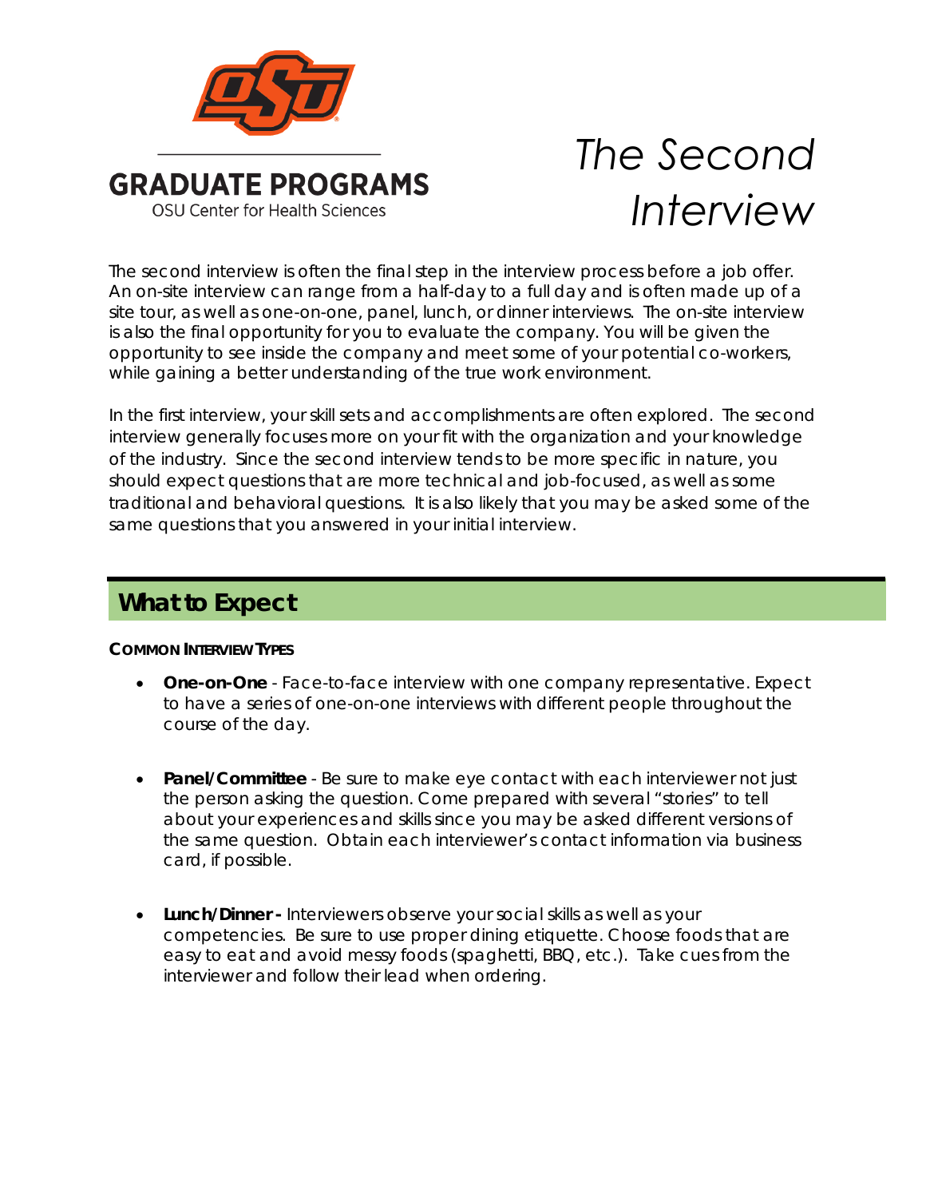GRADUATE PROGRAMS

OSU Center for Health Sciences

# *The Second Interview*

The second interview is often the final step in the interview process before a job offer. An on-site interview can range from a half-day to a full day and is often made up of a site tour, as well as one-on-one, panel, lunch, or dinner interviews. The on-site interview is also the final opportunity for you to evaluate the company. You will be given the opportunity to see inside the company and meet some of your potential co-workers, while gaining a better understanding of the true work environment.

In the first interview, your skill sets and accomplishments are often explored. The second interview generally focuses more on your fit with the organization and your knowledge of the industry. Since the second interview tends to be more specific in nature, you should expect questions that are more technical and job-focused, as well as some traditional and behavioral questions. It is also likely that you may be asked some of the same questions that you answered in your initial interview.

## What to Expect

**COMMON INTERVIEW TYPES**

- **One-on-One** - Face-to-face interview with one company representative. Expect to have a series of one-on-one interviews with different people throughout the course of the day.
- **Panel/Committee** - Be sure to make eye contact with each interviewer not just the person asking the question. Come prepared with several “stories” to tell about your experiences and skills since you may be asked different versions of the same question. Obtain each interviewer’s contact information via business card, if possible.
- **Lunch/Dinner -** Interviewers observe your social skills as well as your competencies. Be sure to use proper dining etiquette. Choose foods that are easy to eat and avoid messy foods (spaghetti, BBQ, etc.). Take cues from the interviewer and follow their lead when ordering.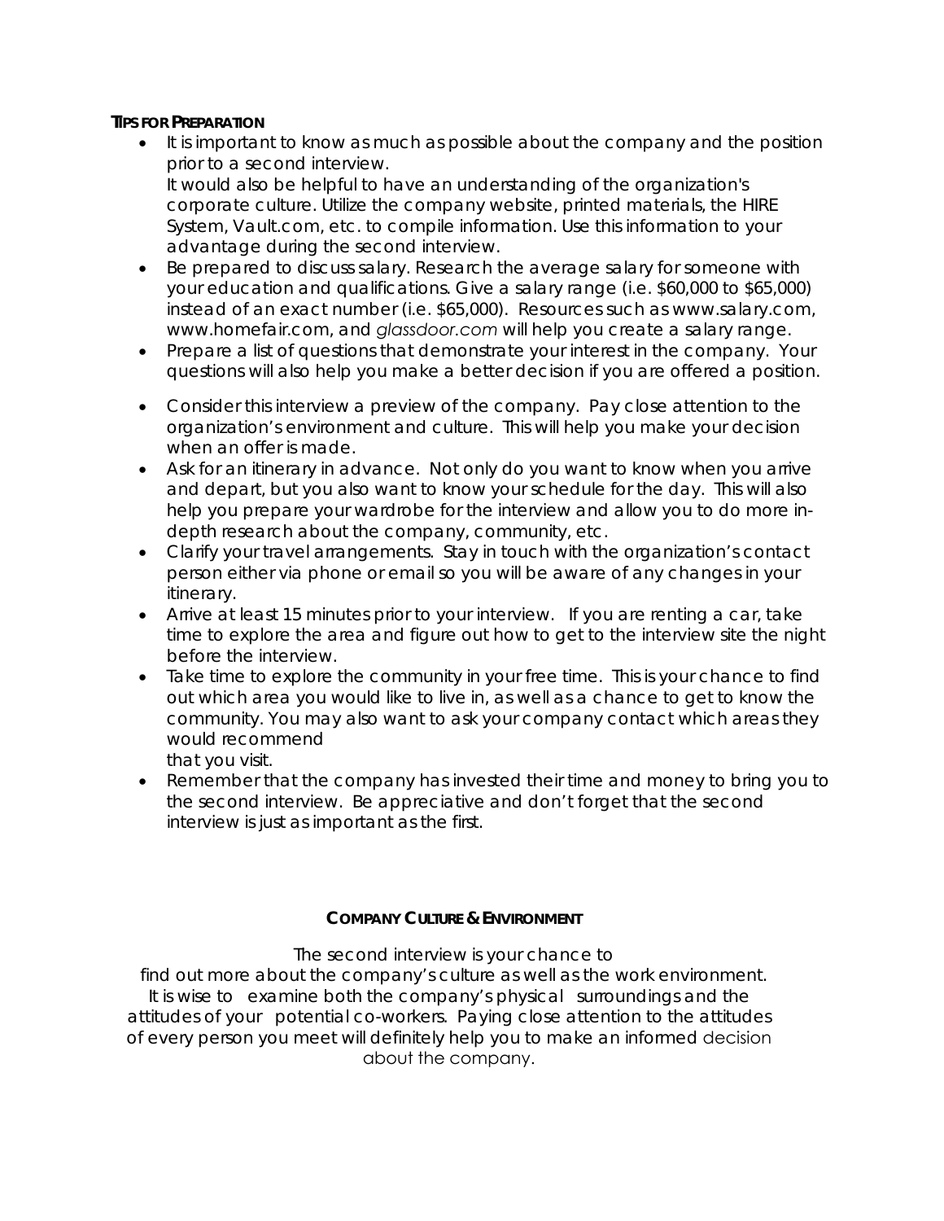### TIPS FOR PREPARATION

- It is important to know as much as possible about the company and the position prior to a second interview.
  It would also be helpful to have an understanding of the organization's corporate culture. Utilize the company website, printed materials, the HIRE System, Vault.com, etc. to compile information. Use this information to your advantage during the second interview.
- Be prepared to discuss salary. Research the average salary for someone with your education and qualifications. Give a salary range (i.e. $60,000 to $65,000) instead of an exact number (i.e. $65,000). Resources such as www.salary.com, www.homefair.com, and *glassdoor.com* will help you create a salary range.
- Prepare a list of questions that demonstrate your interest in the company. Your questions will also help you make a better decision if you are offered a position.
- Consider this interview a preview of the company. Pay close attention to the organization's environment and culture. This will help you make your decision when an offer is made.
- Ask for an itinerary in advance. Not only do you want to know when you arrive and depart, but you also want to know your schedule for the day. This will also help you prepare your wardrobe for the interview and allow you to do more in-depth research about the company, community, etc.
- Clarify your travel arrangements. Stay in touch with the organization's contact person either via phone or email so you will be aware of any changes in your itinerary.
- Arrive at least 15 minutes prior to your interview. If you are renting a car, take time to explore the area and figure out how to get to the interview site the night before the interview.
- Take time to explore the community in your free time. This is your chance to find out which area you would like to live in, as well as a chance to get to know the community. You may also want to ask your company contact which areas they would recommend
  that you visit.
- Remember that the company has invested their time and money to bring you to the second interview. Be appreciative and don't forget that the second interview is just as important as the first.

### COMPANY CULTURE & ENVIRONMENT

The second interview is your chance to find out more about the company's culture as well as the work environment. It is wise to examine both the company's physical surroundings and the attitudes of your potential co-workers. Paying close attention to the attitudes of every person you meet will definitely help you to make an informed decision about the company.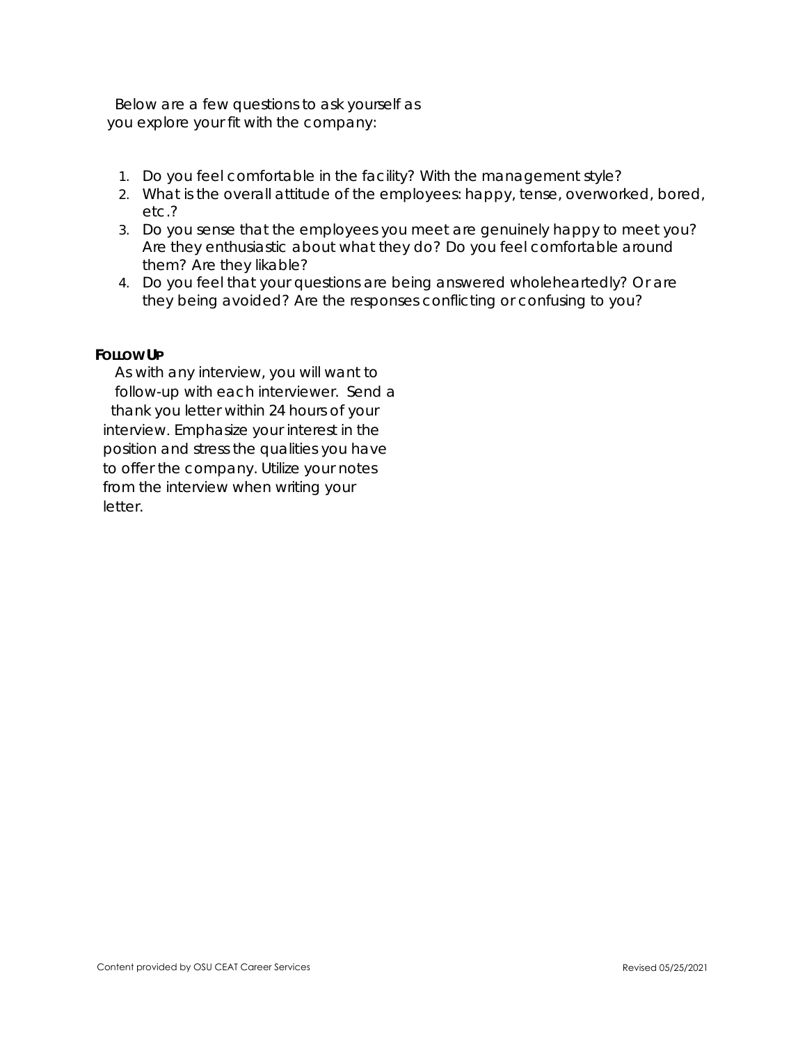Below are a few questions to ask yourself as you explore your fit with the company:

1. Do you feel comfortable in the facility? With the management style?
2. What is the overall attitude of the employees: happy, tense, overworked, bored, etc.?
3. Do you sense that the employees you meet are genuinely happy to meet you? Are they enthusiastic about what they do? Do you feel comfortable around them? Are they likable?
4. Do you feel that your questions are being answered wholeheartedly? Or are they being avoided? Are the responses conflicting or confusing to you?

**FOLLOW UP**

As with any interview, you will want to follow-up with each interviewer. Send a thank you letter within 24 hours of your interview. Emphasize your interest in the position and stress the qualities you have to offer the company. Utilize your notes from the interview when writing your letter.